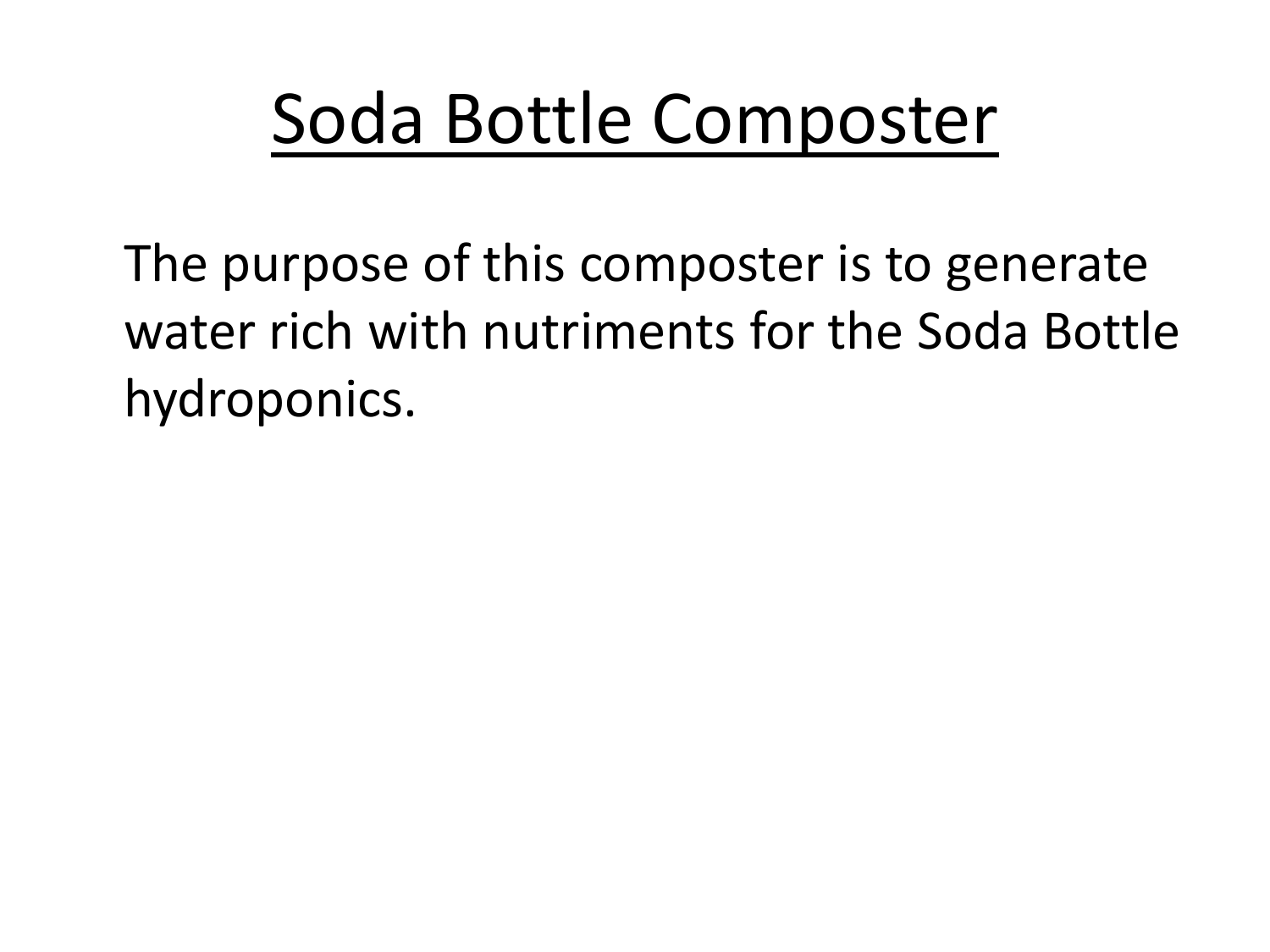# Soda Bottle Composter

The purpose of this composter is to generate water rich with nutriments for the Soda Bottle hydroponics.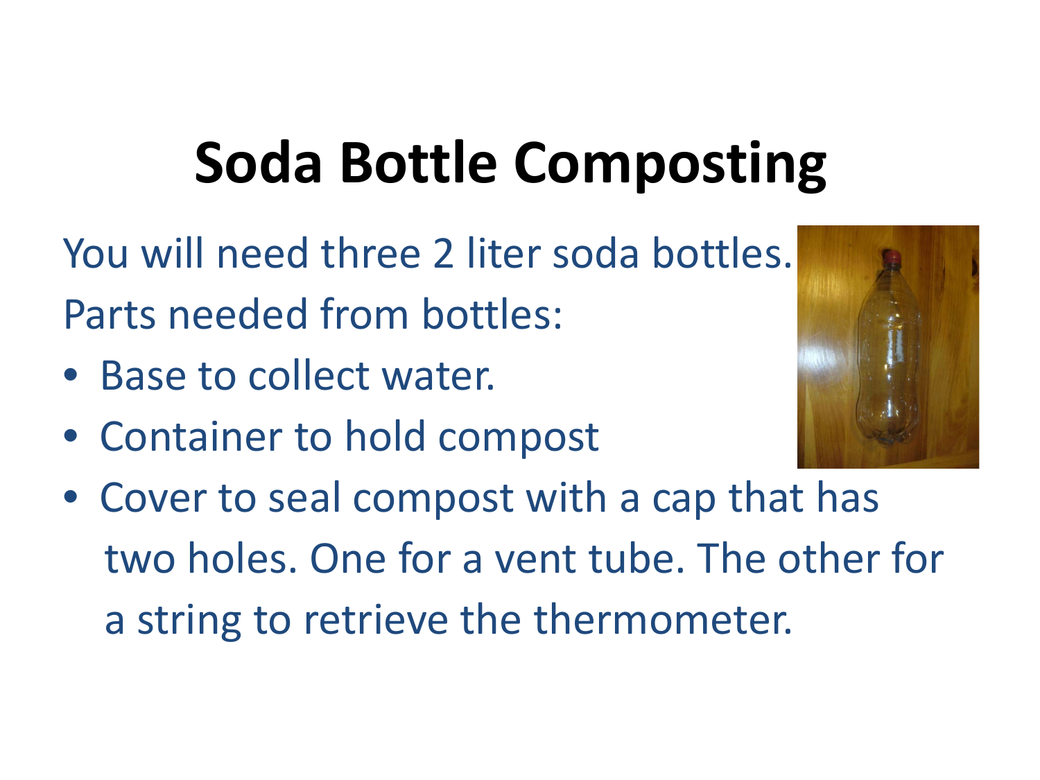# Soda Bottle Composting

You will need three 2 liter soda bottles.

Parts needed from bottles:

- Base to collect water.
- Container to hold compost
- Cover to seal compost with a cap that has two holes. One for a vent tube. The other for a string to retrieve the thermometer.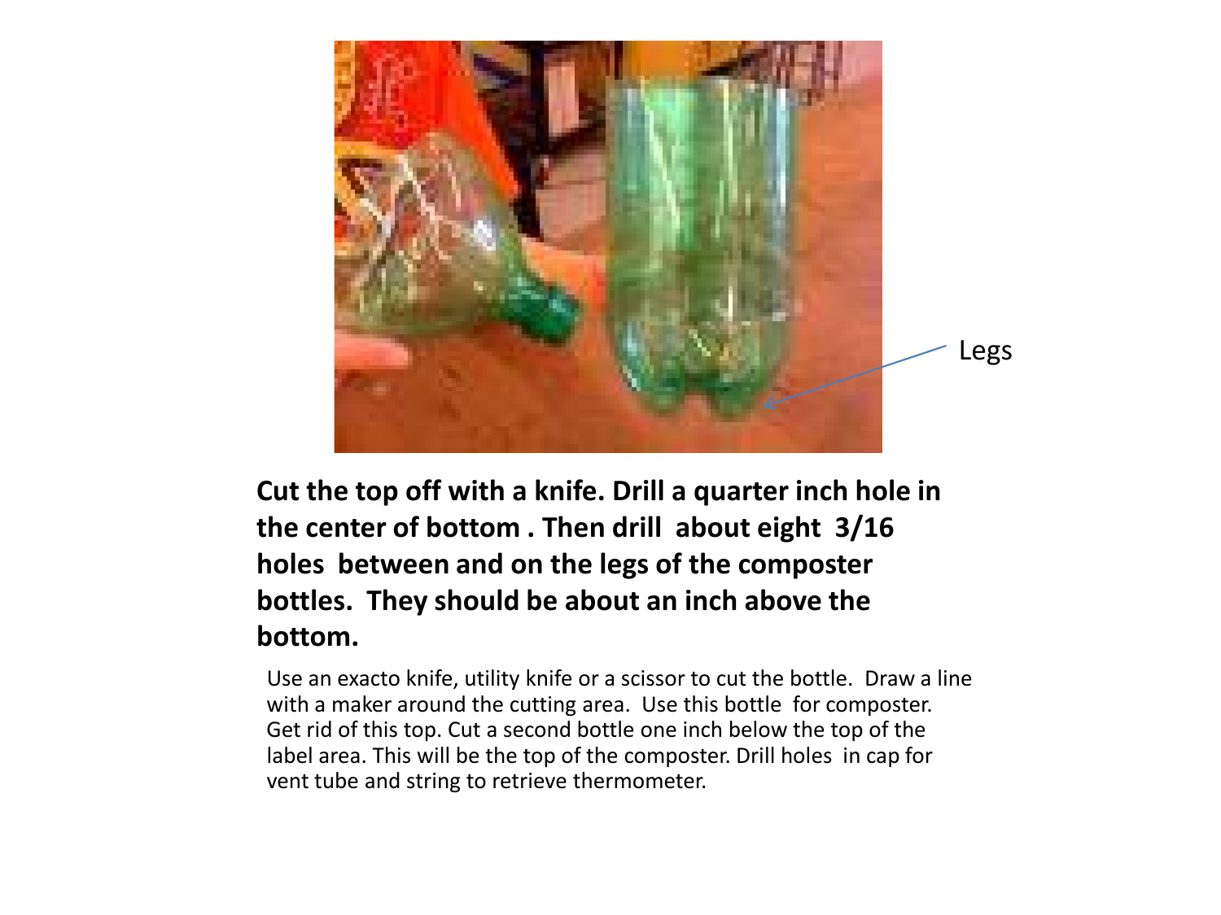Legs

**Cut the top off with a knife. Drill a quarter inch hole in the center of bottom . Then drill about eight 3/16 holes between and on the legs of the composter bottles. They should be about an inch above the bottom.**

Use an exacto knife, utility knife or a scissor to cut the bottle. Draw a line with a maker around the cutting area. Use this bottle for composter. Get rid of this top. Cut a second bottle one inch below the top of the label area. This will be the top of the composter. Drill holes in cap for vent tube and string to retrieve thermometer.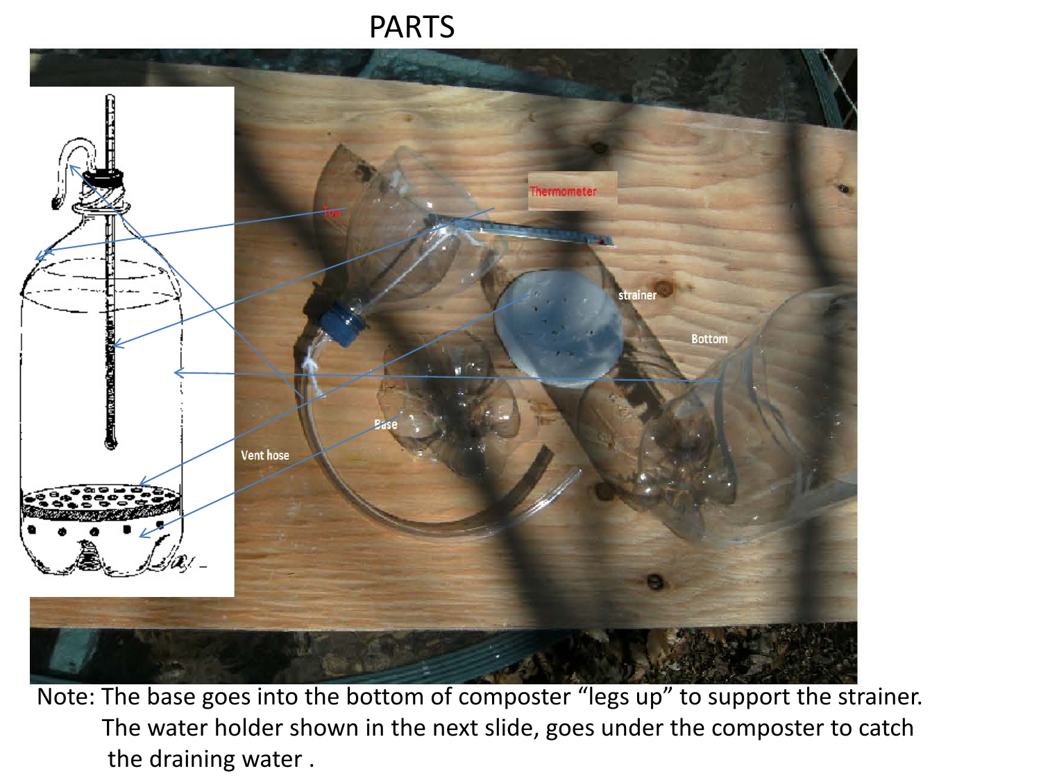# PARTS

Top

Thermometer

strainer

Bottom

Base

Vent hose

Note: The base goes into the bottom of composter "legs up" to support the strainer.
The water holder shown in the next slide, goes under the composter to catch the draining water .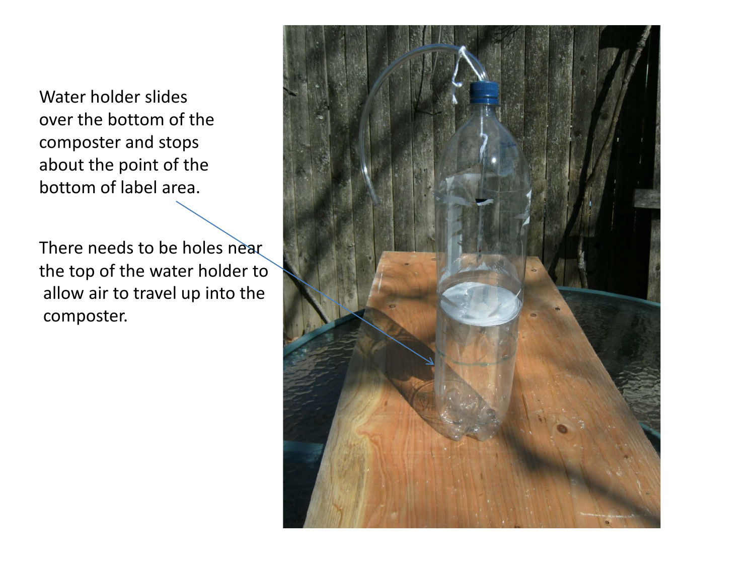Water holder slides over the bottom of the composter and stops about the point of the bottom of label area.

There needs to be holes near the top of the water holder to allow air to travel up into the composter.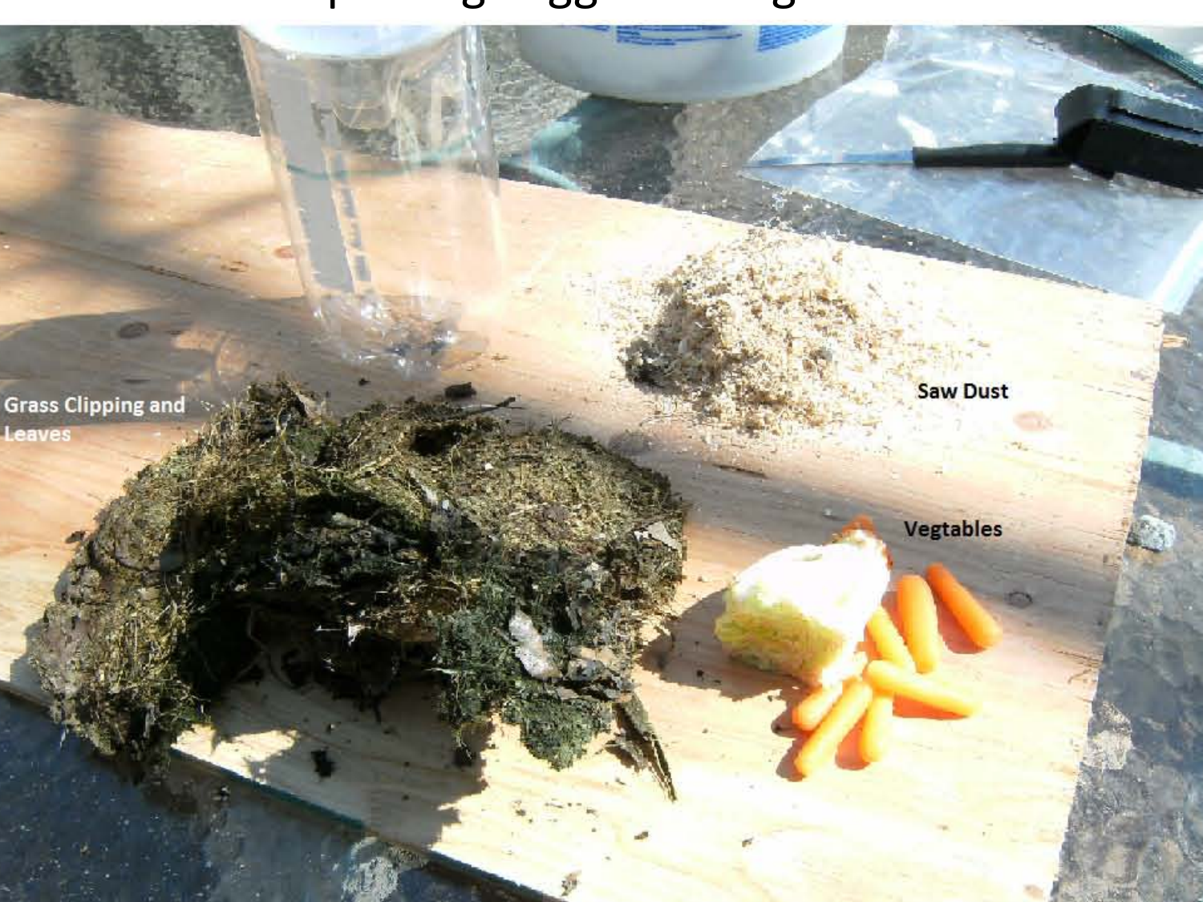Grass Clipping and Leaves

Saw Dust

Vegtables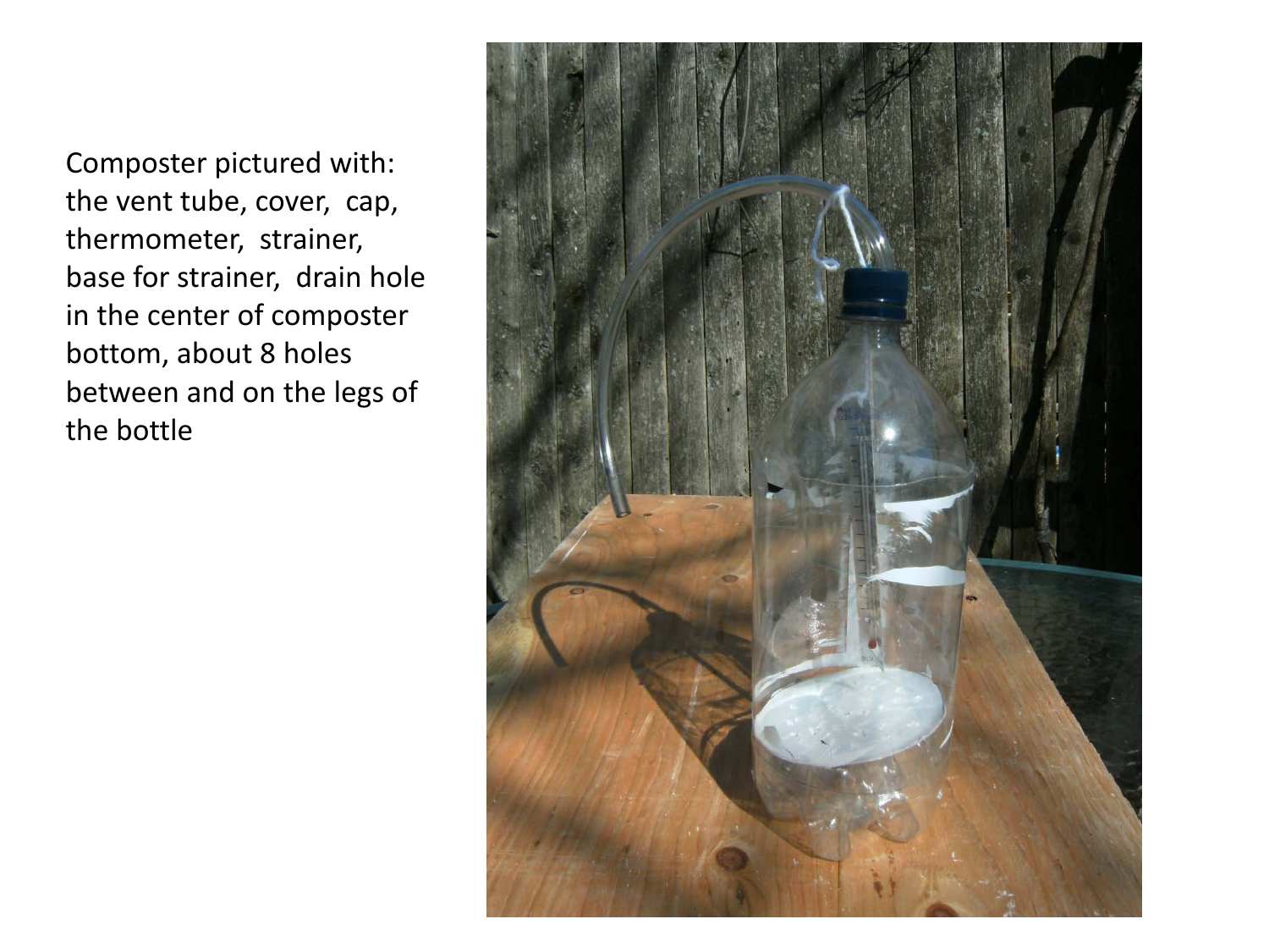Composter pictured with: the vent tube, cover, cap, thermometer, strainer, base for strainer, drain hole in the center of composter bottom, about 8 holes between and on the legs of the bottle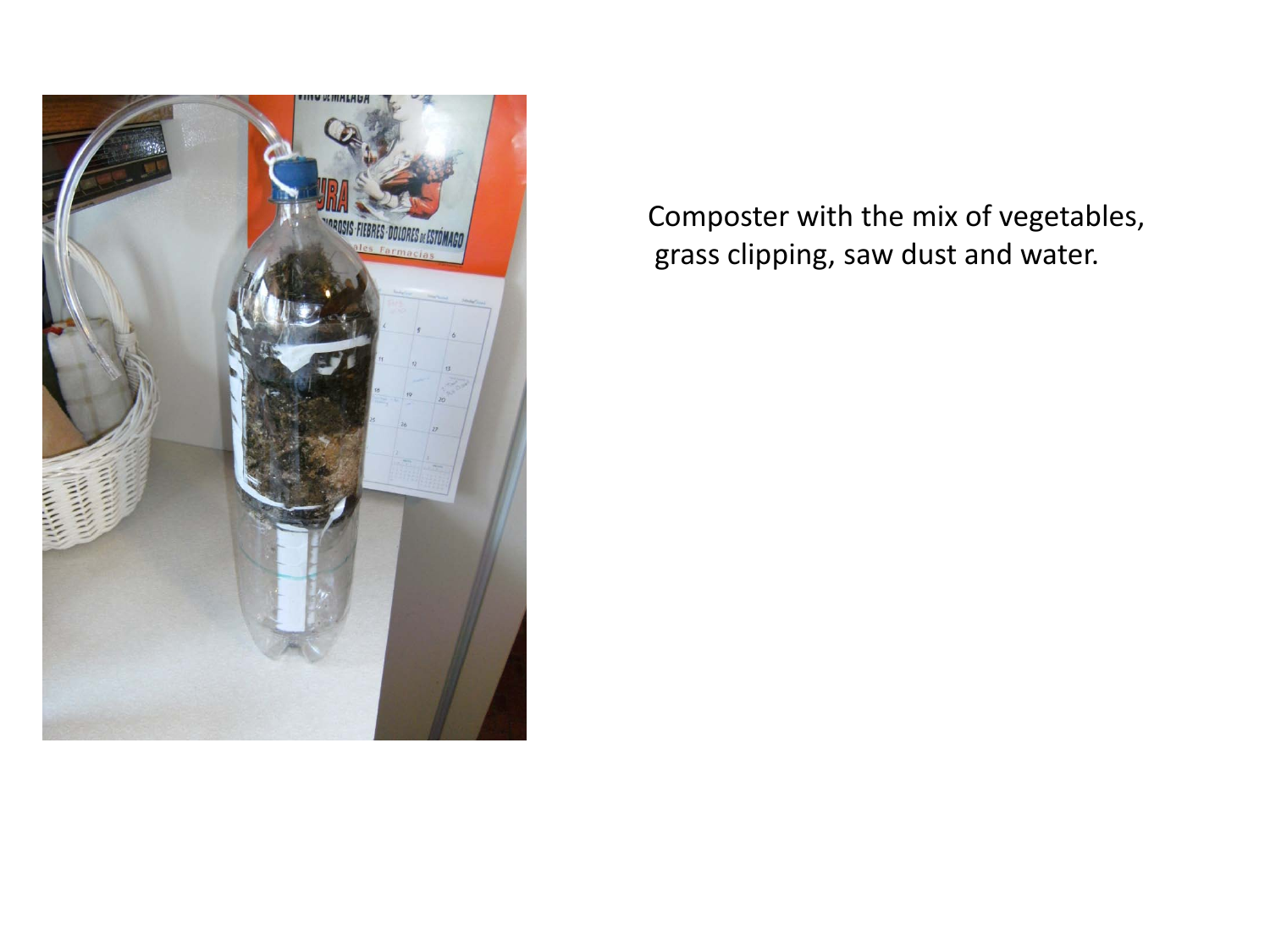Composter with the mix of vegetables, grass clipping, saw dust and water.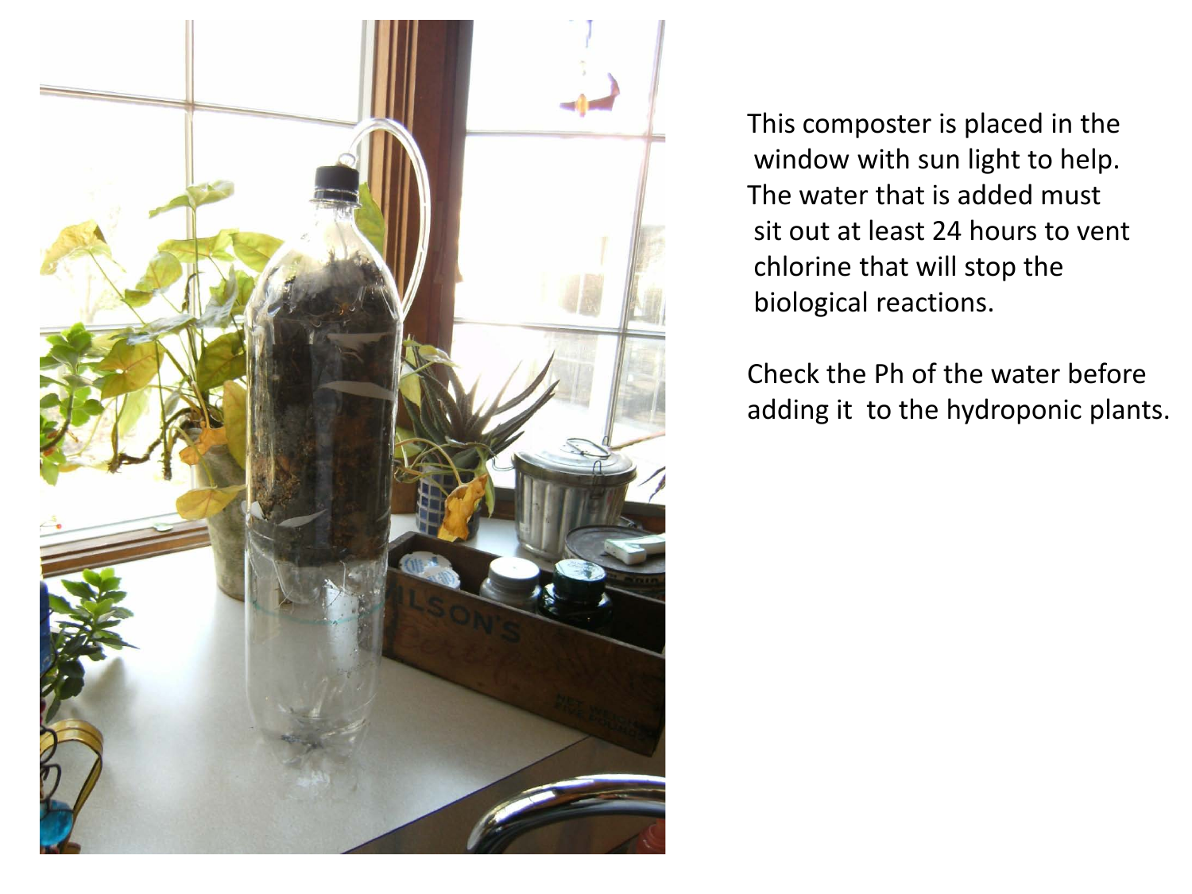This composter is placed in the window with sun light to help. The water that is added must sit out at least 24 hours to vent chlorine that will stop the biological reactions.

Check the Ph of the water before adding it to the hydroponic plants.